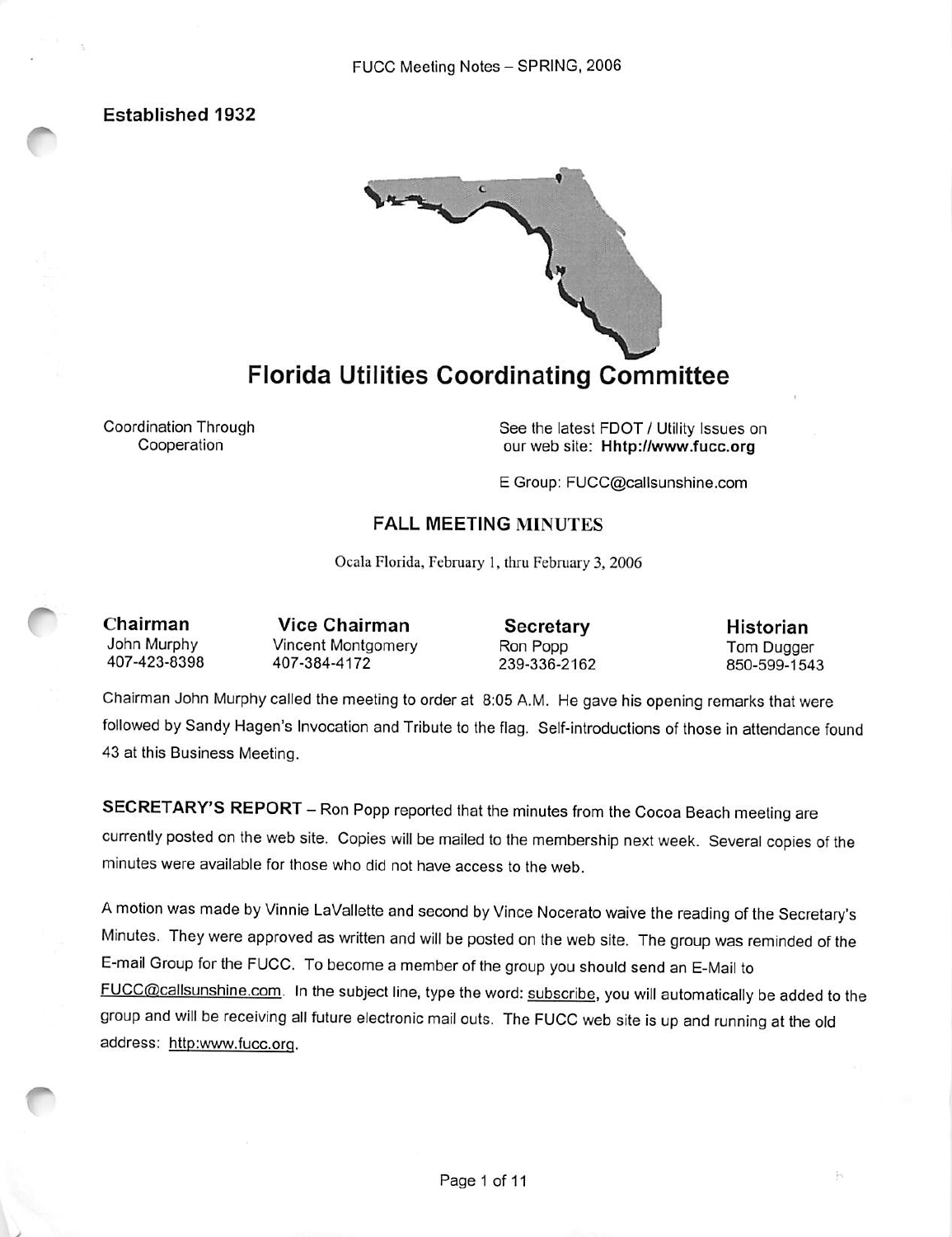Established 1932

# Florida Utilities Coordinating Committee

Coordination Through Cooperation

See the latest FDOT / Utility Issues on our web site: **Hhttp://www.fucc.org**

E Group: FUCC@callsunshine.com

## FALL MEETING MINUTES

Ocala Florida, February 1, thru February 3, 2006

| Chairman | Vice Chairman | Secretary | Historian |
|---|---|---|---|
| John Murphy | Vincent Montgomery | Ron Popp | Tom Dugger |
| 407-423-8398 | 407-384-4172 | 239-336-2162 | 850-599-1543 |

Chairman John Murphy called the meeting to order at 8:05 A.M. He gave his opening remarks that were followed by Sandy Hagen's Invocation and Tribute to the flag. Self-introductions of those in attendance found 43 at this Business Meeting.

**SECRETARY'S REPORT** – Ron Popp reported that the minutes from the Cocoa Beach meeting are currently posted on the web site. Copies will be mailed to the membership next week. Several copies of the minutes were available for those who did not have access to the web.

A motion was made by Vinnie LaVallette and second by Vince Nocerato waive the reading of the Secretary's Minutes. They were approved as written and will be posted on the web site. The group was reminded of the E-mail Group for the FUCC. To become a member of the group you should send an E-Mail to FUCC@callsunshine.com. In the subject line, type the word: subscribe, you will automatically be added to the group and will be receiving all future electronic mail outs. The FUCC web site is up and running at the old address: http:www.fucc.org.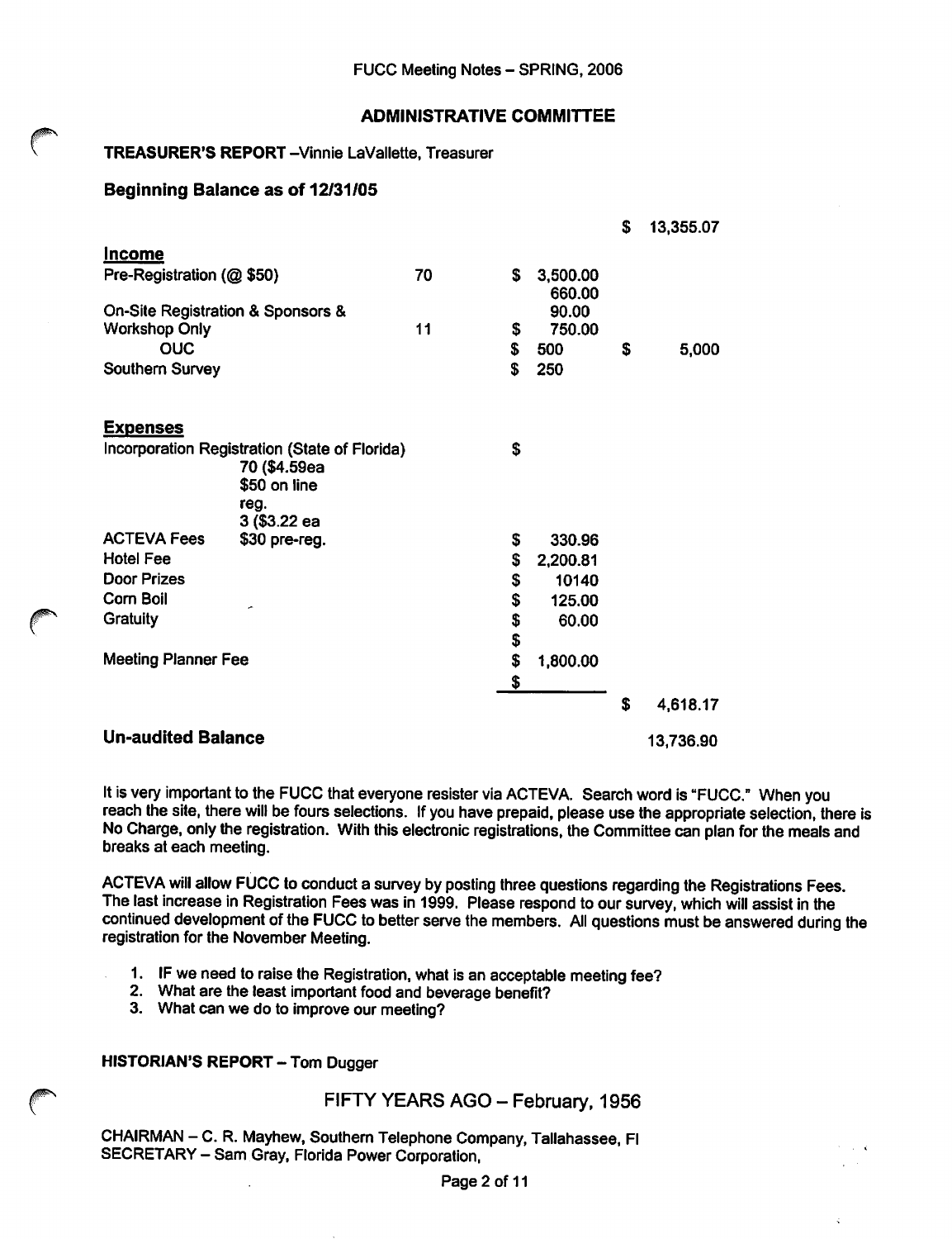FUCC Meeting Notes – SPRING, 2006

## ADMINISTRATIVE COMMITTEE

**TREASURER'S REPORT** –Vinnie LaVallette, Treasurer

### Beginning Balance as of 12/31/05

| | | | | |
|---|---|---|---|---|
| | | | | $ 13,355.07 |
| **Income** | | | | |
| Pre-Registration (@ $50) | | 70 | $ 3,500.00 | |
| | | | 660.00 | |
| On-Site Registration & Sponsors & | | | 90.00 | |
| Workshop Only | | 11 | $ 750.00 | |
| OUC | | | $ 500 | $ 5,000 |
| Southern Survey | | | $ 250 | |
| **Expenses** | | | | |
| Incorporation Registration (State of Florida) | | | $ | |
| | 70 ($4.59ea $50 on line reg. 3 ($3.22 ea | | | |
| ACTEVA Fees | $30 pre-reg. | | $ 330.96 | |
| Hotel Fee | | | $ 2,200.81 | |
| Door Prizes | | | $ 10140 | |
| Corn Boil | | | $ 125.00 | |
| Gratuity | | | $ 60.00 | |
| | | | $ | |
| Meeting Planner Fee | | | $ 1,800.00 | |
| | | | $ | |
| | | | | $ 4,618.17 |
| **Un-audited Balance** | | | | 13,736.90 |

It is very important to the FUCC that everyone resister via ACTEVA. Search word is "FUCC." When you reach the site, there will be fours selections. If you have prepaid, please use the appropriate selection, there is No Charge, only the registration. With this electronic registrations, the Committee can plan for the meals and breaks at each meeting.

ACTEVA will allow FUCC to conduct a survey by posting three questions regarding the Registrations Fees. The last increase in Registration Fees was in 1999. Please respond to our survey, which will assist in the continued development of the FUCC to better serve the members. All questions must be answered during the registration for the November Meeting.

1. IF we need to raise the Registration, what is an acceptable meeting fee?
2. What are the least important food and beverage benefit?
3. What can we do to improve our meeting?

**HISTORIAN'S REPORT** – Tom Dugger

### FIFTY YEARS AGO – February, 1956

CHAIRMAN – C. R. Mayhew, Southern Telephone Company, Tallahassee, Fl
SECRETARY – Sam Gray, Florida Power Corporation,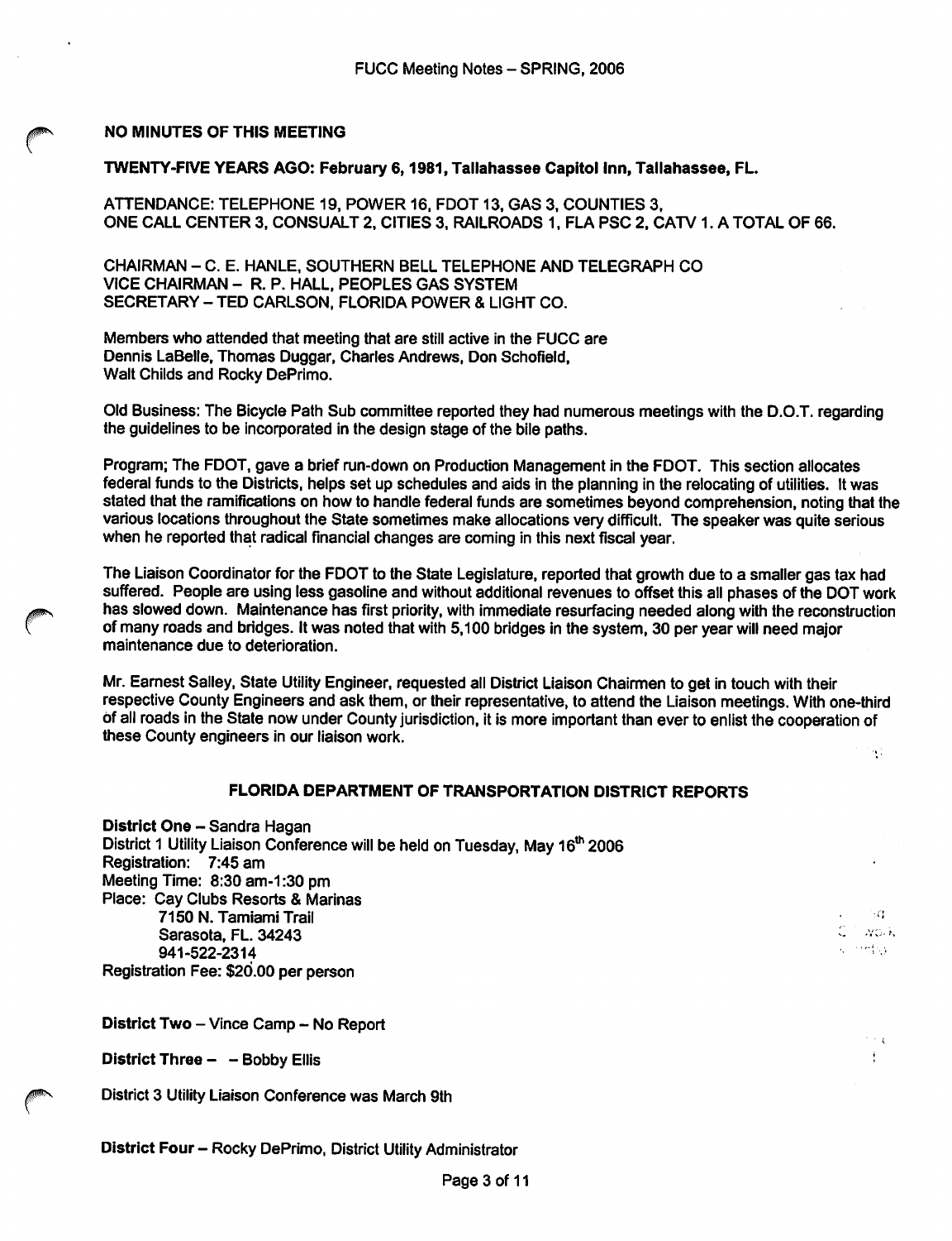**NO MINUTES OF THIS MEETING**

**TWENTY-FIVE YEARS AGO: February 6, 1981, Tallahassee Capitol Inn, Tallahassee, FL.**

ATTENDANCE: TELEPHONE 19, POWER 16, FDOT 13, GAS 3, COUNTIES 3, ONE CALL CENTER 3, CONSUALT 2, CITIES 3, RAILROADS 1, FLA PSC 2, CATV 1. A TOTAL OF 66.

CHAIRMAN – C. E. HANLE, SOUTHERN BELL TELEPHONE AND TELEGRAPH CO
VICE CHAIRMAN – R. P. HALL, PEOPLES GAS SYSTEM
SECRETARY – TED CARLSON, FLORIDA POWER & LIGHT CO.

Members who attended that meeting that are still active in the FUCC are Dennis LaBelle, Thomas Duggar, Charles Andrews, Don Schofield, Walt Childs and Rocky DePrimo.

Old Business: The Bicycle Path Sub committee reported they had numerous meetings with the D.O.T. regarding the guidelines to be incorporated in the design stage of the bile paths.

Program; The FDOT, gave a brief run-down on Production Management in the FDOT. This section allocates federal funds to the Districts, helps set up schedules and aids in the planning in the relocating of utilities. It was stated that the ramifications on how to handle federal funds are sometimes beyond comprehension, noting that the various locations throughout the State sometimes make allocations very difficult. The speaker was quite serious when he reported that radical financial changes are coming in this next fiscal year.

The Liaison Coordinator for the FDOT to the State Legislature, reported that growth due to a smaller gas tax had suffered. People are using less gasoline and without additional revenues to offset this all phases of the DOT work has slowed down. Maintenance has first priority, with immediate resurfacing needed along with the reconstruction of many roads and bridges. It was noted that with 5,100 bridges in the system, 30 per year will need major maintenance due to deterioration.

Mr. Earnest Salley, State Utility Engineer, requested all District Liaison Chairmen to get in touch with their respective County Engineers and ask them, or their representative, to attend the Liaison meetings. With one-third of all roads in the State now under County jurisdiction, it is more important than ever to enlist the cooperation of these County engineers in our liaison work.

## FLORIDA DEPARTMENT OF TRANSPORTATION DISTRICT REPORTS

**District One** – Sandra Hagan
District 1 Utility Liaison Conference will be held on Tuesday, May 16th 2006
Registration: 7:45 am
Meeting Time: 8:30 am-1:30 pm
Place: Cay Clubs Resorts & Marinas
7150 N. Tamiami Trail
Sarasota, FL. 34243
941-522-2314
Registration Fee: $20.00 per person

**District Two** – Vince Camp – No Report

**District Three** – – Bobby Ellis

District 3 Utility Liaison Conference was March 9th

**District Four** – Rocky DePrimo, District Utility Administrator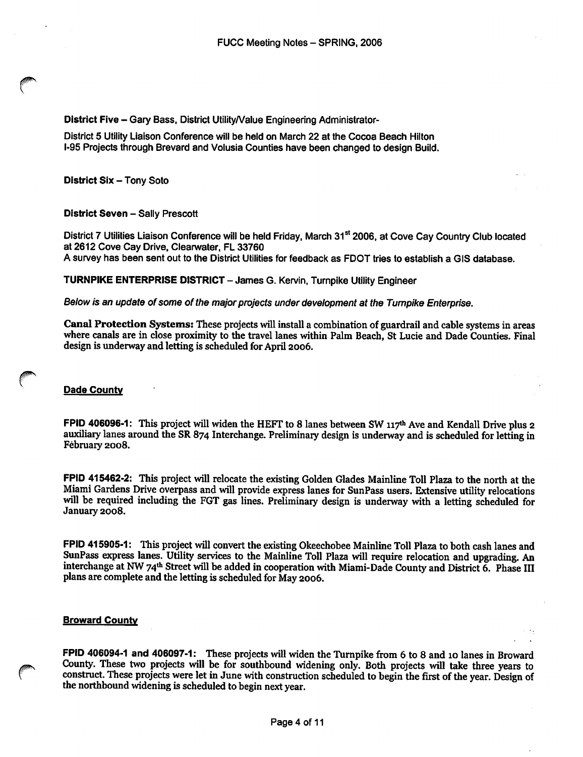**District Five** – Gary Bass, District Utility/Value Engineering Administrator-

District 5 Utility Liaison Conference will be held on March 22 at the Cocoa Beach Hilton
I-95 Projects through Brevard and Volusia Counties have been changed to design Build.

**District Six** – Tony Soto

**District Seven** – Sally Prescott

District 7 Utilities Liaison Conference will be held Friday, March 31st 2006, at Cove Cay Country Club located at 2612 Cove Cay Drive, Clearwater, FL 33760
A survey has been sent out to the District Utilities for feedback as FDOT tries to establish a GIS database.

**TURNPIKE ENTERPRISE DISTRICT** – James G. Kervin, Turnpike Utility Engineer

*Below is an update of some of the major projects under development at the Turnpike Enterprise.*

**Canal Protection Systems:** These projects will install a combination of guardrail and cable systems in areas where canals are in close proximity to the travel lanes within Palm Beach, St Lucie and Dade Counties. Final design is underway and letting is scheduled for April 2006.

## Dade County

**FPID 406096-1:** This project will widen the HEFT to 8 lanes between SW 117th Ave and Kendall Drive plus 2 auxiliary lanes around the SR 874 Interchange. Preliminary design is underway and is scheduled for letting in February 2008.

**FPID 415462-2:** This project will relocate the existing Golden Glades Mainline Toll Plaza to the north at the Miami Gardens Drive overpass and will provide express lanes for SunPass users. Extensive utility relocations will be required including the FGT gas lines. Preliminary design is underway with a letting scheduled for January 2008.

**FPID 415905-1:** This project will convert the existing Okeechobee Mainline Toll Plaza to both cash lanes and SunPass express lanes. Utility services to the Mainline Toll Plaza will require relocation and upgrading. An interchange at NW 74th Street will be added in cooperation with Miami-Dade County and District 6. Phase III plans are complete and the letting is scheduled for May 2006.

## Broward County

**FPID 406094-1 and 406097-1:** These projects will widen the Turnpike from 6 to 8 and 10 lanes in Broward County. These two projects will be for southbound widening only. Both projects will take three years to construct. These projects were let in June with construction scheduled to begin the first of the year. Design of the northbound widening is scheduled to begin next year.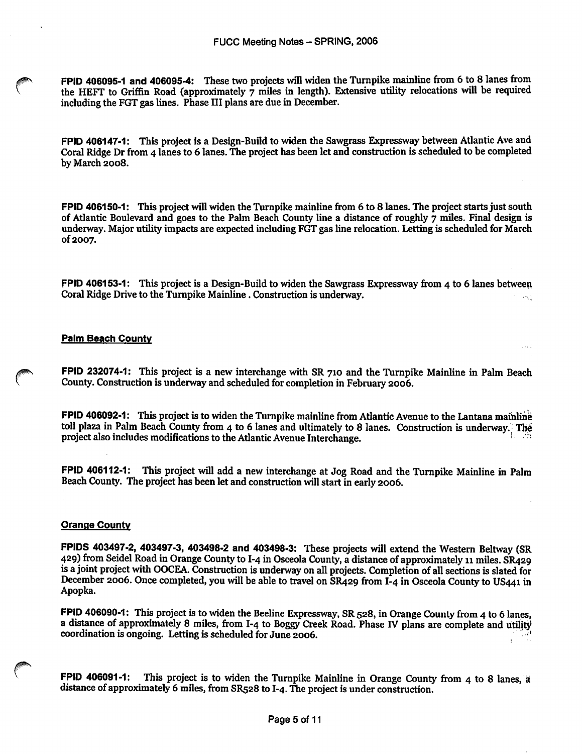**FPID 406095-1 and 406095-4:** These two projects will widen the Turnpike mainline from 6 to 8 lanes from the HEFT to Griffin Road (approximately 7 miles in length). Extensive utility relocations will be required including the FGT gas lines. Phase III plans are due in December.

**FPID 406147-1:** This project is a Design-Build to widen the Sawgrass Expressway between Atlantic Ave and Coral Ridge Dr from 4 lanes to 6 lanes. The project has been let and construction is scheduled to be completed by March 2008.

**FPID 406150-1:** This project will widen the Turnpike mainline from 6 to 8 lanes. The project starts just south of Atlantic Boulevard and goes to the Palm Beach County line a distance of roughly 7 miles. Final design is underway. Major utility impacts are expected including FGT gas line relocation. Letting is scheduled for March of 2007.

**FPID 406153-1:** This project is a Design-Build to widen the Sawgrass Expressway from 4 to 6 lanes between Coral Ridge Drive to the Turnpike Mainline . Construction is underway.

**Palm Beach County**

**FPID 232074-1:** This project is a new interchange with SR 710 and the Turnpike Mainline in Palm Beach County. Construction is underway and scheduled for completion in February 2006.

**FPID 406092-1:** This project is to widen the Turnpike mainline from Atlantic Avenue to the Lantana mainline toll plaza in Palm Beach County from 4 to 6 lanes and ultimately to 8 lanes. Construction is underway. The project also includes modifications to the Atlantic Avenue Interchange.

**FPID 406112-1:** This project will add a new interchange at Jog Road and the Turnpike Mainline in Palm Beach County. The project has been let and construction will start in early 2006.

**Orange County**

**FPIDS 403497-2, 403497-3, 403498-2 and 403498-3:** These projects will extend the Western Beltway (SR 429) from Seidel Road in Orange County to I-4 in Osceola County, a distance of approximately 11 miles. SR429 is a joint project with OOCEA. Construction is underway on all projects. Completion of all sections is slated for December 2006. Once completed, you will be able to travel on SR429 from I-4 in Osceola County to US441 in Apopka.

**FPID 406090-1:** This project is to widen the Beeline Expressway, SR 528, in Orange County from 4 to 6 lanes, a distance of approximately 8 miles, from I-4 to Boggy Creek Road. Phase IV plans are complete and utility coordination is ongoing. Letting is scheduled for June 2006.

**FPID 406091-1:** This project is to widen the Turnpike Mainline in Orange County from 4 to 8 lanes, a distance of approximately 6 miles, from SR528 to I-4. The project is under construction.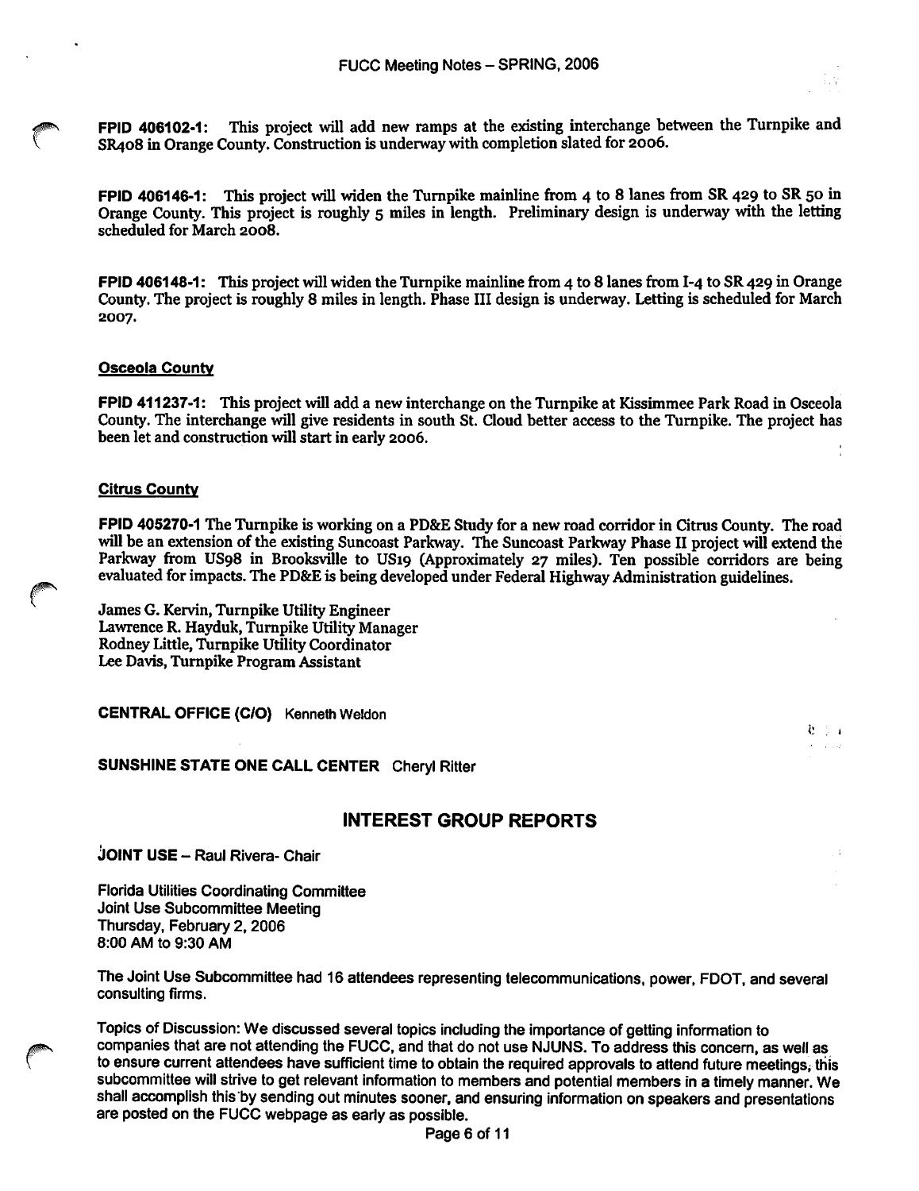**FPID 406102-1:** This project will add new ramps at the existing interchange between the Turnpike and SR408 in Orange County. Construction is underway with completion slated for 2006.

**FPID 406146-1:** This project will widen the Turnpike mainline from 4 to 8 lanes from SR 429 to SR 50 in Orange County. This project is roughly 5 miles in length. Preliminary design is underway with the letting scheduled for March 2008.

**FPID 406148-1:** This project will widen the Turnpike mainline from 4 to 8 lanes from I-4 to SR 429 in Orange County. The project is roughly 8 miles in length. Phase III design is underway. Letting is scheduled for March 2007.

**Osceola County**

**FPID 411237-1:** This project will add a new interchange on the Turnpike at Kissimmee Park Road in Osceola County. The interchange will give residents in south St. Cloud better access to the Turnpike. The project has been let and construction will start in early 2006.

**Citrus County**

**FPID 405270-1** The Turnpike is working on a PD&E Study for a new road corridor in Citrus County. The road will be an extension of the existing Suncoast Parkway. The Suncoast Parkway Phase II project will extend the Parkway from US98 in Brooksville to US19 (Approximately 27 miles). Ten possible corridors are being evaluated for impacts. The PD&E is being developed under Federal Highway Administration guidelines.

James G. Kervin, Turnpike Utility Engineer
Lawrence R. Hayduk, Turnpike Utility Manager
Rodney Little, Turnpike Utility Coordinator
Lee Davis, Turnpike Program Assistant

**CENTRAL OFFICE (C/O)** Kenneth Weldon

**SUNSHINE STATE ONE CALL CENTER** Cheryl Ritter

## INTEREST GROUP REPORTS

**JOINT USE** – Raul Rivera- Chair

Florida Utilities Coordinating Committee
Joint Use Subcommittee Meeting
Thursday, February 2, 2006
8:00 AM to 9:30 AM

The Joint Use Subcommittee had 16 attendees representing telecommunications, power, FDOT, and several consulting firms.

Topics of Discussion: We discussed several topics including the importance of getting information to companies that are not attending the FUCC, and that do not use NJUNS. To address this concern, as well as to ensure current attendees have sufficient time to obtain the required approvals to attend future meetings, this subcommittee will strive to get relevant information to members and potential members in a timely manner. We shall accomplish this by sending out minutes sooner, and ensuring information on speakers and presentations are posted on the FUCC webpage as early as possible.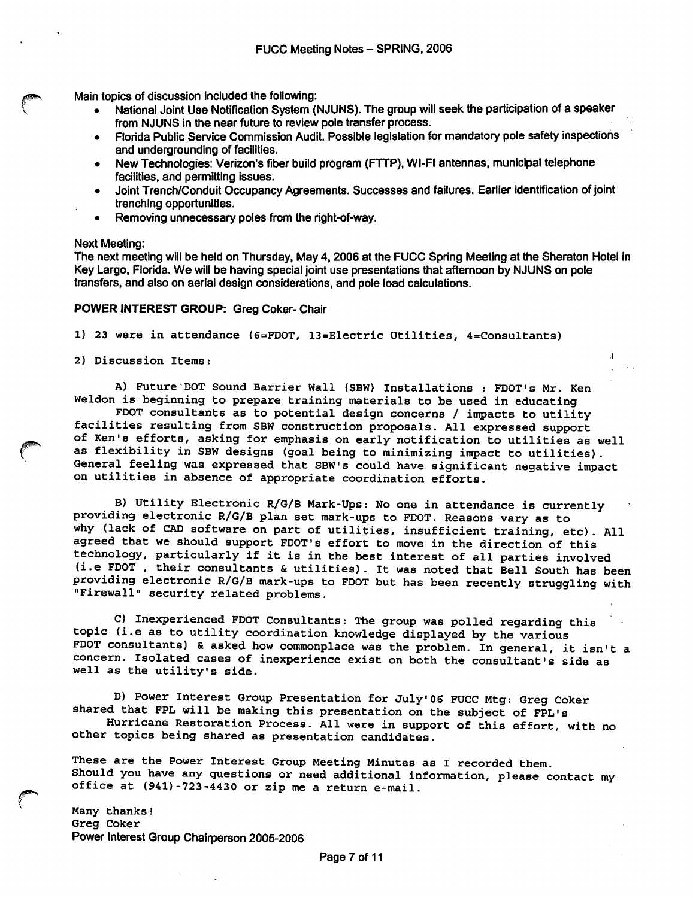Main topics of discussion included the following:

- National Joint Use Notification System (NJUNS). The group will seek the participation of a speaker from NJUNS in the near future to review pole transfer process.
- Florida Public Service Commission Audit. Possible legislation for mandatory pole safety inspections and undergrounding of facilities.
- New Technologies: Verizon's fiber build program (FTTP), WI-FI antennas, municipal telephone facilities, and permitting issues.
- Joint Trench/Conduit Occupancy Agreements. Successes and failures. Earlier identification of joint trenching opportunities.
- Removing unnecessary poles from the right-of-way.

Next Meeting:
The next meeting will be held on Thursday, May 4, 2006 at the FUCC Spring Meeting at the Sheraton Hotel in Key Largo, Florida. We will be having special joint use presentations that afternoon by NJUNS on pole transfers, and also on aerial design considerations, and pole load calculations.

**POWER INTEREST GROUP:** Greg Coker- Chair

1) 23 were in attendance (6=FDOT, 13=Electric Utilities, 4=Consultants)

2) Discussion Items:

A) Future DOT Sound Barrier Wall (SBW) Installations : FDOT's Mr. Ken Weldon is beginning to prepare training materials to be used in educating FDOT consultants as to potential design concerns / impacts to utility facilities resulting from SBW construction proposals. All expressed support of Ken's efforts, asking for emphasis on early notification to utilities as well as flexibility in SBW designs (goal being to minimizing impact to utilities). General feeling was expressed that SBW's could have significant negative impact on utilities in absence of appropriate coordination efforts.

B) Utility Electronic R/G/B Mark-Ups: No one in attendance is currently providing electronic R/G/B plan set mark-ups to FDOT. Reasons vary as to why (lack of CAD software on part of utilities, insufficient training, etc). All agreed that we should support FDOT's effort to move in the direction of this technology, particularly if it is in the best interest of all parties involved (i.e FDOT , their consultants & utilities). It was noted that Bell South has been providing electronic R/G/B mark-ups to FDOT but has been recently struggling with "Firewall" security related problems.

C) Inexperienced FDOT Consultants: The group was polled regarding this topic (i.e as to utility coordination knowledge displayed by the various FDOT consultants) & asked how commonplace was the problem. In general, it isn't a concern. Isolated cases of inexperience exist on both the consultant's side as well as the utility's side.

D) Power Interest Group Presentation for July'06 FUCC Mtg: Greg Coker shared that FPL will be making this presentation on the subject of FPL's Hurricane Restoration Process. All were in support of this effort, with no other topics being shared as presentation candidates.

These are the Power Interest Group Meeting Minutes as I recorded them. Should you have any questions or need additional information, please contact my office at (941)-723-4430 or zip me a return e-mail.

Many thanks!
Greg Coker
Power Interest Group Chairperson 2005-2006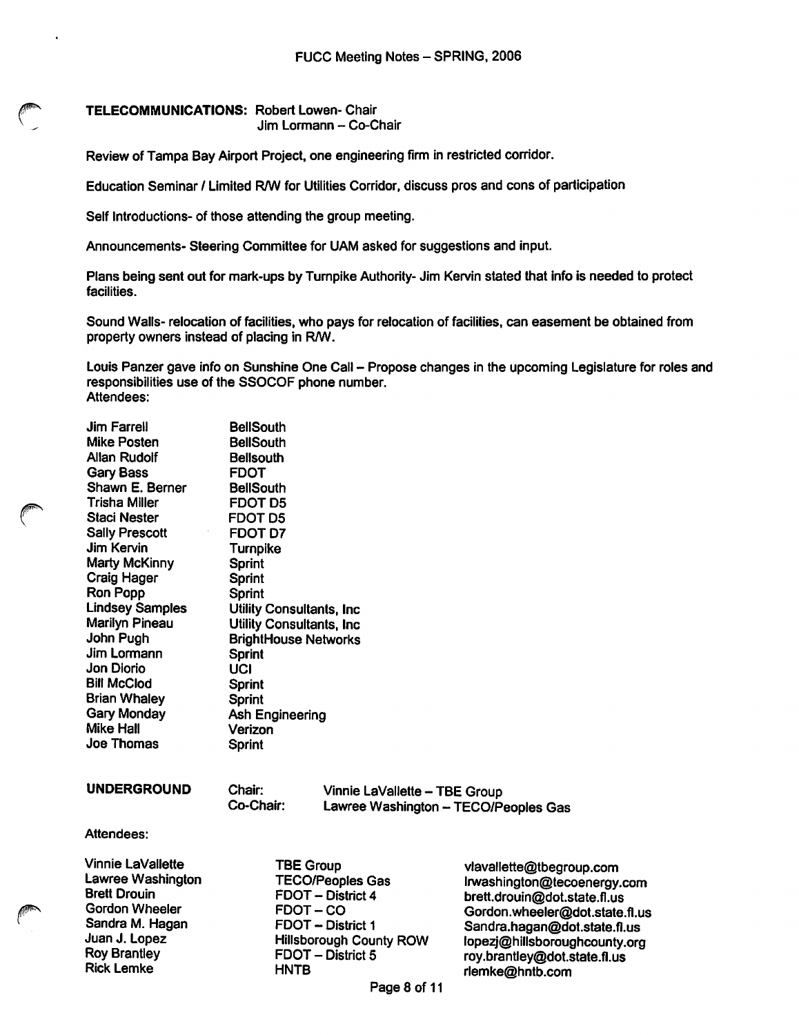**TELECOMMUNICATIONS:** Robert Lowen- Chair
Jim Lormann – Co-Chair

Review of Tampa Bay Airport Project, one engineering firm in restricted corridor.

Education Seminar / Limited R/W for Utilities Corridor, discuss pros and cons of participation

Self Introductions- of those attending the group meeting.

Announcements- Steering Committee for UAM asked for suggestions and input.

Plans being sent out for mark-ups by Turnpike Authority- Jim Kervin stated that info is needed to protect facilities.

Sound Walls- relocation of facilities, who pays for relocation of facilities, can easement be obtained from property owners instead of placing in R/W.

Louis Panzer gave info on Sunshine One Call – Propose changes in the upcoming Legislature for roles and responsibilities use of the SSOCOF phone number.

Attendees:

| | |
|---|---|
| Jim Farrell | BellSouth |
| Mike Posten | BellSouth |
| Allan Rudolf | Bellsouth |
| Gary Bass | FDOT |
| Shawn E. Berner | BellSouth |
| Trisha Miller | FDOT D5 |
| Staci Nester | FDOT D5 |
| Sally Prescott | FDOT D7 |
| Jim Kervin | Turnpike |
| Marty McKinny | Sprint |
| Craig Hager | Sprint |
| Ron Popp | Sprint |
| Lindsey Samples | Utility Consultants, Inc |
| Marilyn Pineau | Utility Consultants, Inc |
| John Pugh | BrightHouse Networks |
| Jim Lormann | Sprint |
| Jon Diorio | UCI |
| Bill McClod | Sprint |
| Brian Whaley | Sprint |
| Gary Monday | Ash Engineering |
| Mike Hall | Verizon |
| Joe Thomas | Sprint |

**UNDERGROUND**

Chair: Vinnie LaVallette – TBE Group
Co-Chair: Lawree Washington – TECO/Peoples Gas

Attendees:

| | | |
|---|---|---|
| Vinnie LaVallette | TBE Group | vlavallette@tbegroup.com |
| Lawree Washington | TECO/Peoples Gas | lrwashington@tecoenergy.com |
| Brett Drouin | FDOT – District 4 | brett.drouin@dot.state.fl.us |
| Gordon Wheeler | FDOT – CO | Gordon.wheeler@dot.state.fl.us |
| Sandra M. Hagan | FDOT – District 1 | Sandra.hagan@dot.state.fl.us |
| Juan J. Lopez | Hillsborough County ROW | lopezj@hillsboroughcounty.org |
| Roy Brantley | FDOT – District 5 | roy.brantley@dot.state.fl.us |
| Rick Lemke | HNTB | rlemke@hntb.com |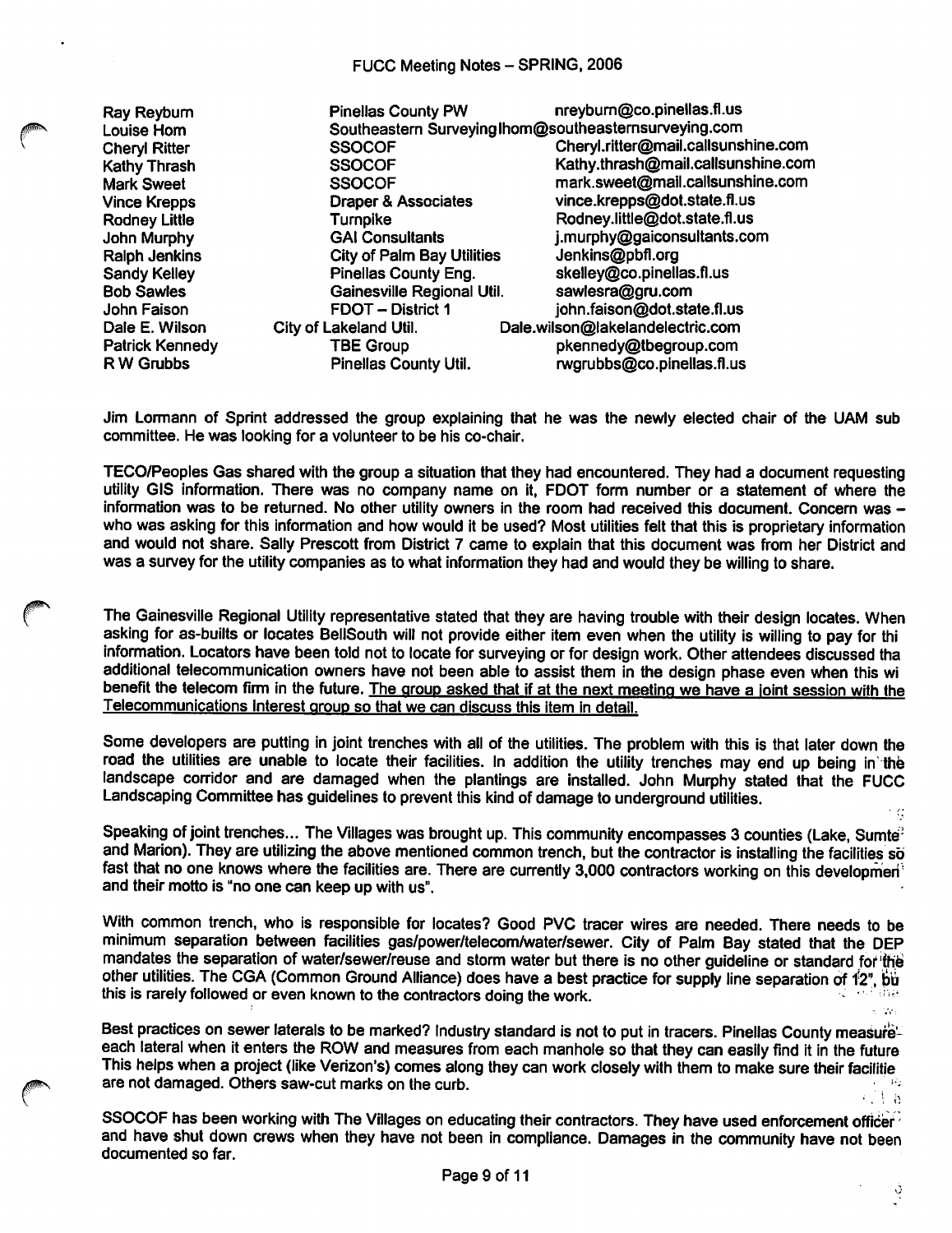| | | |
|---|---|---|
| Ray Reyburn | Pinellas County PW | nreyburn@co.pinellas.fl.us |
| Louise Hom | Southeastern Surveying | lhom@southeasternsurveying.com |
| Cheryl Ritter | SSOCOF | Cheryl.ritter@mail.callsunshine.com |
| Kathy Thrash | SSOCOF | Kathy.thrash@mail.callsunshine.com |
| Mark Sweet | SSOCOF | mark.sweet@mail.callsunshine.com |
| Vince Krepps | Draper & Associates | vince.krepps@dot.state.fl.us |
| Rodney Little | Turnpike | Rodney.little@dot.state.fl.us |
| John Murphy | GAI Consultants | j.murphy@gaiconsultants.com |
| Ralph Jenkins | City of Palm Bay Utilities | Jenkins@pbfl.org |
| Sandy Kelley | Pinellas County Eng. | skelley@co.pinellas.fl.us |
| Bob Sawles | Gainesville Regional Util. | sawlesra@gru.com |
| John Faison | FDOT – District 1 | john.faison@dot.state.fl.us |
| Dale E. Wilson | City of Lakeland Util. | Dale.wilson@lakelandelectric.com |
| Patrick Kennedy | TBE Group | pkennedy@tbegroup.com |
| R W Grubbs | Pinellas County Util. | rwgrubbs@co.pinellas.fl.us |

Jim Lormann of Sprint addressed the group explaining that he was the newly elected chair of the UAM sub committee. He was looking for a volunteer to be his co-chair.

TECO/Peoples Gas shared with the group a situation that they had encountered. They had a document requesting utility GIS information. There was no company name on it, FDOT form number or a statement of where the information was to be returned. No other utility owners in the room had received this document. Concern was – who was asking for this information and how would it be used? Most utilities felt that this is proprietary information and would not share. Sally Prescott from District 7 came to explain that this document was from her District and was a survey for the utility companies as to what information they had and would they be willing to share.

The Gainesville Regional Utility representative stated that they are having trouble with their design locates. When asking for as-builts or locates BellSouth will not provide either item even when the utility is willing to pay for thi information. Locators have been told not to locate for surveying or for design work. Other attendees discussed tha additional telecommunication owners have not been able to assist them in the design phase even when this wi benefit the telecom firm in the future. <u>The group asked that if at the next meeting we have a joint session with the Telecommunications Interest group so that we can discuss this item in detail.</u>

Some developers are putting in joint trenches with all of the utilities. The problem with this is that later down the road the utilities are unable to locate their facilities. In addition the utility trenches may end up being in the landscape corridor and are damaged when the plantings are installed. John Murphy stated that the FUCC Landscaping Committee has guidelines to prevent this kind of damage to underground utilities.

Speaking of joint trenches... The Villages was brought up. This community encompasses 3 counties (Lake, Sumter and Marion). They are utilizing the above mentioned common trench, but the contractor is installing the facilities so fast that no one knows where the facilities are. There are currently 3,000 contractors working on this development and their motto is "no one can keep up with us".

With common trench, who is responsible for locates? Good PVC tracer wires are needed. There needs to be minimum separation between facilities gas/power/telecom/water/sewer. City of Palm Bay stated that the DEP mandates the separation of water/sewer/reuse and storm water but there is no other guideline or standard for the other utilities. The CGA (Common Ground Alliance) does have a best practice for supply line separation of 12", bu this is rarely followed or even known to the contractors doing the work.

Best practices on sewer laterals to be marked? Industry standard is not to put in tracers. Pinellas County measure each lateral when it enters the ROW and measures from each manhole so that they can easily find it in the future This helps when a project (like Verizon's) comes along they can work closely with them to make sure their facilitie are not damaged. Others saw-cut marks on the curb.

SSOCOF has been working with The Villages on educating their contractors. They have used enforcement officer and have shut down crews when they have not been in compliance. Damages in the community have not been documented so far.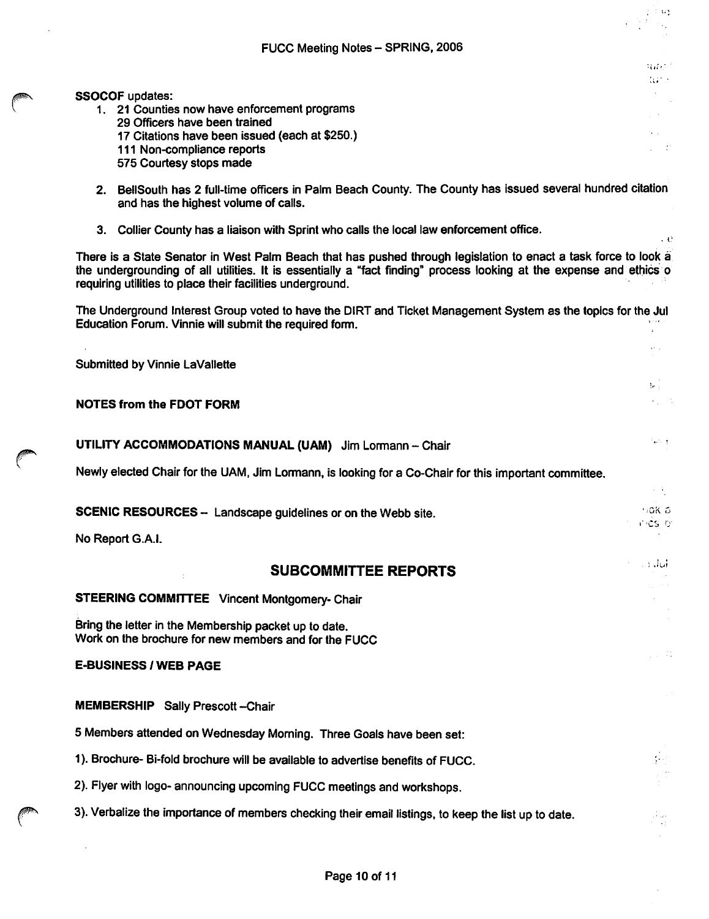**SSOCOF** updates:

1. 21 Counties now have enforcement programs
   29 Officers have been trained
   17 Citations have been issued (each at $250.)
   111 Non-compliance reports
   575 Courtesy stops made

2. BellSouth has 2 full-time officers in Palm Beach County. The County has issued several hundred citation and has the highest volume of calls.

3. Collier County has a liaison with Sprint who calls the local law enforcement office.

There is a State Senator in West Palm Beach that has pushed through legislation to enact a task force to look a the undergrounding of all utilities. It is essentially a "fact finding" process looking at the expense and ethics o requiring utilities to place their facilities underground.

The Underground Interest Group voted to have the DIRT and Ticket Management System as the topics for the Jul Education Forum. Vinnie will submit the required form.

Submitted by Vinnie LaVallette

**NOTES from the FDOT FORM**

**UTILITY ACCOMMODATIONS MANUAL (UAM)** Jim Lormann – Chair

Newly elected Chair for the UAM, Jim Lormann, is looking for a Co-Chair for this important committee.

**SCENIC RESOURCES** – Landscape guidelines or on the Webb site.

No Report G.A.I.

## SUBCOMMITTEE REPORTS

**STEERING COMMITTEE** Vincent Montgomery- Chair

Bring the letter in the Membership packet up to date.
Work on the brochure for new members and for the FUCC

**E-BUSINESS / WEB PAGE**

**MEMBERSHIP** Sally Prescott –Chair

5 Members attended on Wednesday Morning. Three Goals have been set:

1). Brochure- Bi-fold brochure will be available to advertise benefits of FUCC.

2). Flyer with logo- announcing upcoming FUCC meetings and workshops.

3). Verbalize the importance of members checking their email listings, to keep the list up to date.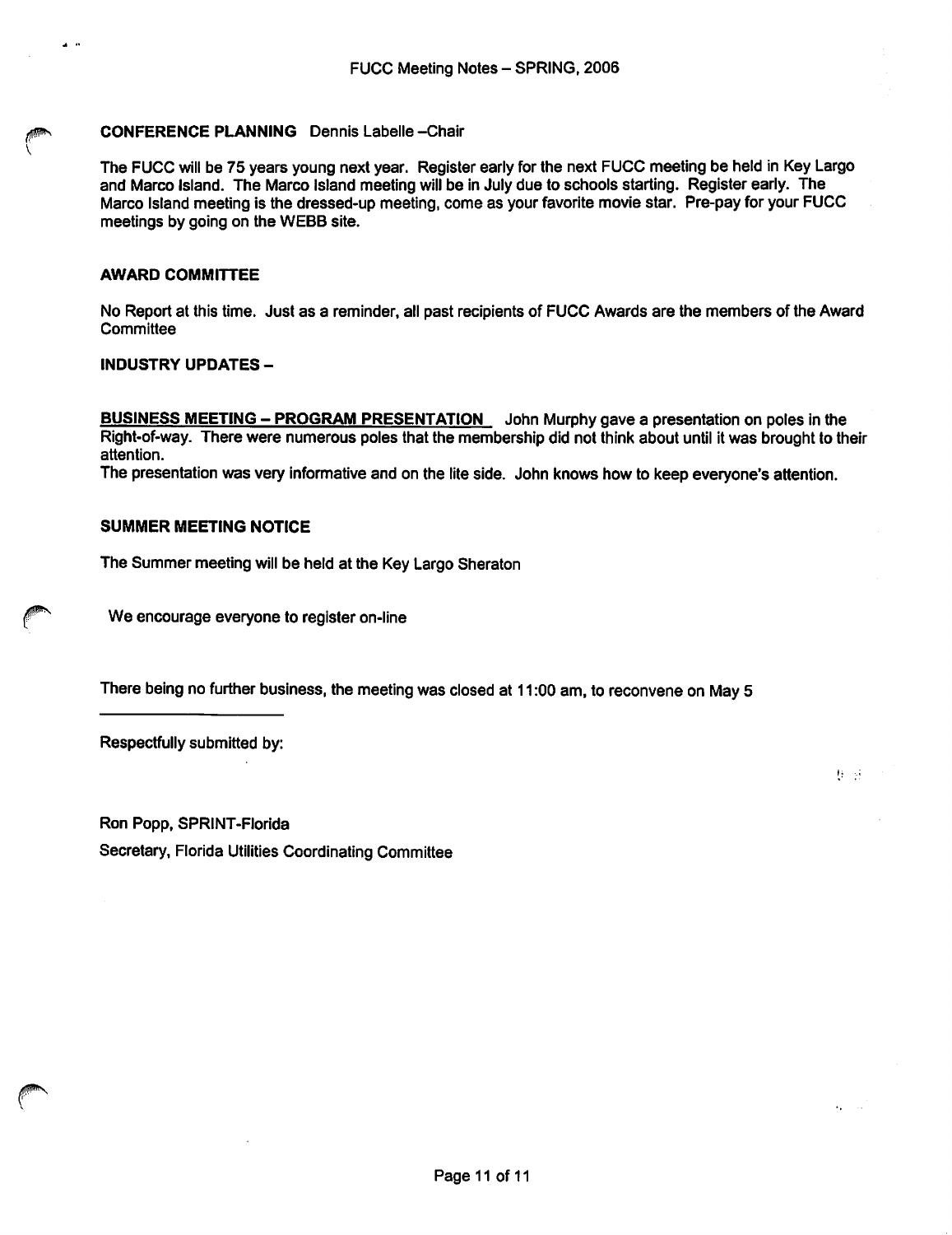**CONFERENCE PLANNING** Dennis Labelle –Chair

The FUCC will be 75 years young next year. Register early for the next FUCC meeting be held in Key Largo and Marco Island. The Marco Island meeting will be in July due to schools starting. Register early. The Marco Island meeting is the dressed-up meeting, come as your favorite movie star. Pre-pay for your FUCC meetings by going on the WEBB site.

**AWARD COMMITTEE**

No Report at this time. Just as a reminder, all past recipients of FUCC Awards are the members of the Award Committee

**INDUSTRY UPDATES –**

**BUSINESS MEETING – PROGRAM PRESENTATION** John Murphy gave a presentation on poles in the Right-of-way. There were numerous poles that the membership did not think about until it was brought to their attention.

The presentation was very informative and on the lite side. John knows how to keep everyone's attention.

**SUMMER MEETING NOTICE**

The Summer meeting will be held at the Key Largo Sheraton

We encourage everyone to register on-line

There being no further business, the meeting was closed at 11:00 am, to reconvene on May 5

---

Respectfully submitted by:

Ron Popp, SPRINT-Florida

Secretary, Florida Utilities Coordinating Committee